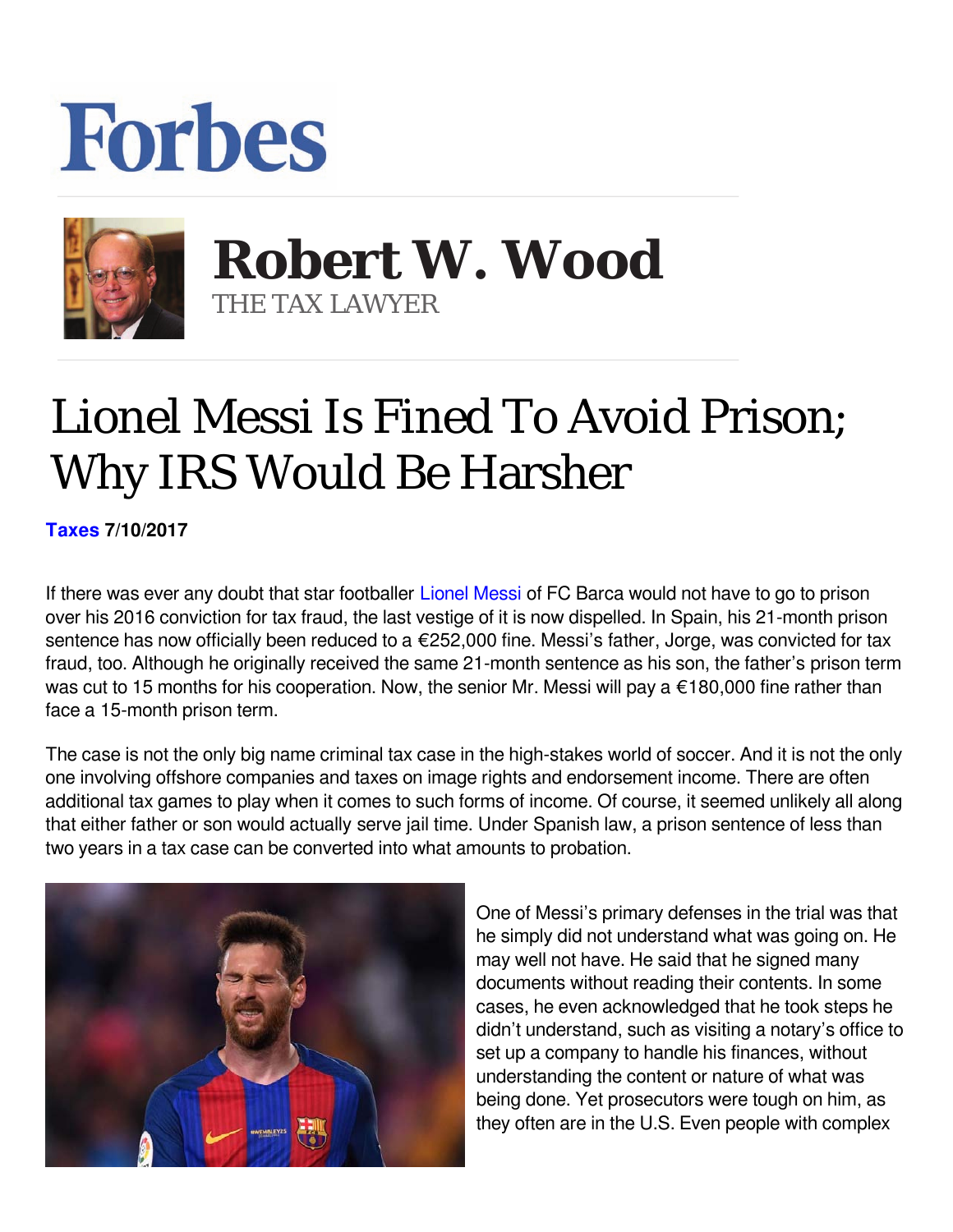Forbes

**Robert W. Wood**
THE TAX LAWYER

# Lionel Messi Is Fined To Avoid Prison; Why IRS Would Be Harsher

**Taxes 7/10/2017**

If there was ever any doubt that star footballer Lionel Messi of FC Barca would not have to go to prison over his 2016 conviction for tax fraud, the last vestige of it is now dispelled. In Spain, his 21-month prison sentence has now officially been reduced to a €252,000 fine. Messi's father, Jorge, was convicted for tax fraud, too. Although he originally received the same 21-month sentence as his son, the father's prison term was cut to 15 months for his cooperation. Now, the senior Mr. Messi will pay a €180,000 fine rather than face a 15-month prison term.

The case is not the only big name criminal tax case in the high-stakes world of soccer. And it is not the only one involving offshore companies and taxes on image rights and endorsement income. There are often additional tax games to play when it comes to such forms of income. Of course, it seemed unlikely all along that either father or son would actually serve jail time. Under Spanish law, a prison sentence of less than two years in a tax case can be converted into what amounts to probation.

One of Messi's primary defenses in the trial was that he simply did not understand what was going on. He may well not have. He said that he signed many documents without reading their contents. In some cases, he even acknowledged that he took steps he didn't understand, such as visiting a notary's office to set up a company to handle his finances, without understanding the content or nature of what was being done. Yet prosecutors were tough on him, as they often are in the U.S. Even people with complex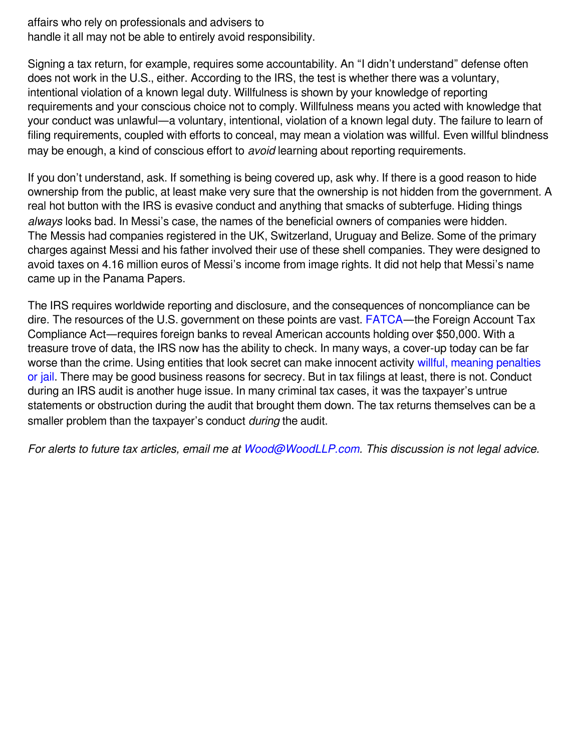affairs who rely on professionals and advisers to handle it all may not be able to entirely avoid responsibility.

Signing a tax return, for example, requires some accountability. An “I didn’t understand” defense often does not work in the U.S., either. According to the IRS, the test is whether there was a voluntary, intentional violation of a known legal duty. Willfulness is shown by your knowledge of reporting requirements and your conscious choice not to comply. Willfulness means you acted with knowledge that your conduct was unlawful—a voluntary, intentional, violation of a known legal duty. The failure to learn of filing requirements, coupled with efforts to conceal, may mean a violation was willful. Even willful blindness may be enough, a kind of conscious effort to *avoid* learning about reporting requirements.

If you don’t understand, ask. If something is being covered up, ask why. If there is a good reason to hide ownership from the public, at least make very sure that the ownership is not hidden from the government. A real hot button with the IRS is evasive conduct and anything that smacks of subterfuge. Hiding things *always* looks bad. In Messi’s case, the names of the beneficial owners of companies were hidden. The Messis had companies registered in the UK, Switzerland, Uruguay and Belize. Some of the primary charges against Messi and his father involved their use of these shell companies. They were designed to avoid taxes on 4.16 million euros of Messi’s income from image rights. It did not help that Messi’s name came up in the Panama Papers.

The IRS requires worldwide reporting and disclosure, and the consequences of noncompliance can be dire. The resources of the U.S. government on these points are vast. FATCA—the Foreign Account Tax Compliance Act—requires foreign banks to reveal American accounts holding over $50,000. With a treasure trove of data, the IRS now has the ability to check. In many ways, a cover-up today can be far worse than the crime. Using entities that look secret can make innocent activity willful, meaning penalties or jail. There may be good business reasons for secrecy. But in tax filings at least, there is not. Conduct during an IRS audit is another huge issue. In many criminal tax cases, it was the taxpayer’s untrue statements or obstruction during the audit that brought them down. The tax returns themselves can be a smaller problem than the taxpayer’s conduct *during* the audit.

*For alerts to future tax articles, email me at Wood@WoodLLP.com. This discussion is not legal advice.*